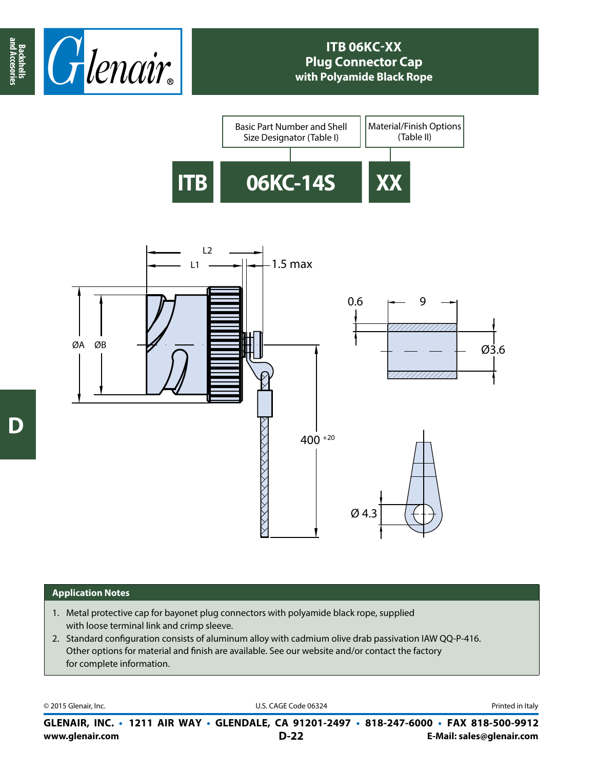# ITB 06KC-XX
## Plug Connector Cap
## with Polyamide Black Rope

| Basic Part Number and Shell Size Designator (Table I) | Material/Finish Options (Table II) |
|---|---|

**ITB** **06KC-14S** **XX**

L2

L1

1.5 max

ØA ØB

0.6 9

Ø3.6

400 $^{+20}$

Ø 4.3

### Application Notes

1. Metal protective cap for bayonet plug connectors with polyamide black rope, supplied with loose terminal link and crimp sleeve.
2. Standard configuration consists of aluminum alloy with cadmium olive drab passivation IAW QQ-P-416. Other options for material and finish are available. See our website and/or contact the factory for complete information.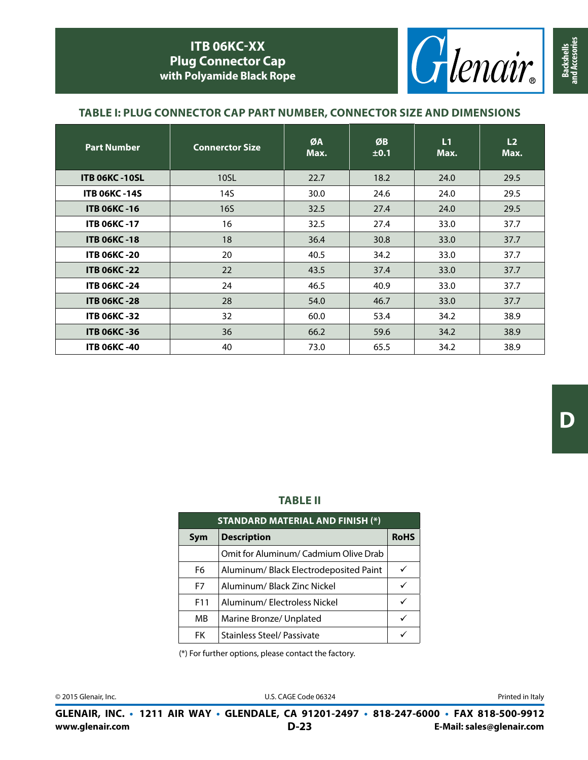# ITB 06KC-XX
## Plug Connector Cap
### with Polyamide Black Rope

Glenair®

Backshells and Accesories

### TABLE I: PLUG CONNECTOR CAP PART NUMBER, CONNECTOR SIZE AND DIMENSIONS

| Part Number | Connerctor Size | ØA Max. | ØB ±0.1 | L1 Max. | L2 Max. |
|---|---|---|---|---|---|
| **ITB 06KC -10SL** | 10SL | 22.7 | 18.2 | 24.0 | 29.5 |
| **ITB 06KC -14S** | 14S | 30.0 | 24.6 | 24.0 | 29.5 |
| **ITB 06KC -16** | 16S | 32.5 | 27.4 | 24.0 | 29.5 |
| **ITB 06KC -17** | 16 | 32.5 | 27.4 | 33.0 | 37.7 |
| **ITB 06KC -18** | 18 | 36.4 | 30.8 | 33.0 | 37.7 |
| **ITB 06KC -20** | 20 | 40.5 | 34.2 | 33.0 | 37.7 |
| **ITB 06KC -22** | 22 | 43.5 | 37.4 | 33.0 | 37.7 |
| **ITB 06KC -24** | 24 | 46.5 | 40.9 | 33.0 | 37.7 |
| **ITB 06KC -28** | 28 | 54.0 | 46.7 | 33.0 | 37.7 |
| **ITB 06KC -32** | 32 | 60.0 | 53.4 | 34.2 | 38.9 |
| **ITB 06KC -36** | 36 | 66.2 | 59.6 | 34.2 | 38.9 |
| **ITB 06KC -40** | 40 | 73.0 | 65.5 | 34.2 | 38.9 |

D

### TABLE II

| STANDARD MATERIAL AND FINISH (*) | | |
|---|---|---|
| **Sym** | **Description** | **RoHS** |
| | Omit for Aluminum/ Cadmium Olive Drab | |
| F6 | Aluminum/ Black Electrodeposited Paint | ✓ |
| F7 | Aluminum/ Black Zinc Nickel | ✓ |
| F11 | Aluminum/ Electroless Nickel | ✓ |
| MB | Marine Bronze/ Unplated | ✓ |
| FK | Stainless Steel/ Passivate | ✓ |

(*) For further options, please contact the factory.

© 2015 Glenair, Inc. U.S. CAGE Code 06324 Printed in Italy

**GLENAIR, INC. • 1211 AIR WAY • GLENDALE, CA 91201-2497 • 818-247-6000 • FAX 818-500-9912**

**www.glenair.com** **D-23** **E-Mail: sales@glenair.com**